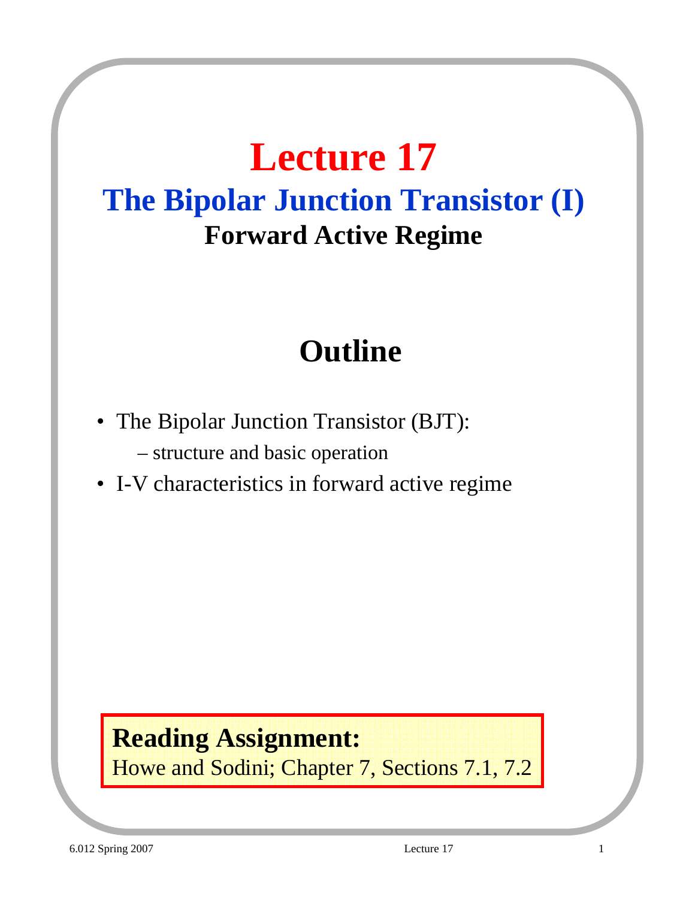# Lecture 17

## The Bipolar Junction Transistor (I)

### Forward Active Regime

## Outline

- The Bipolar Junction Transistor (BJT):
  - structure and basic operation
- I-V characteristics in forward active regime

**Reading Assignment:**
Howe and Sodini; Chapter 7, Sections 7.1, 7.2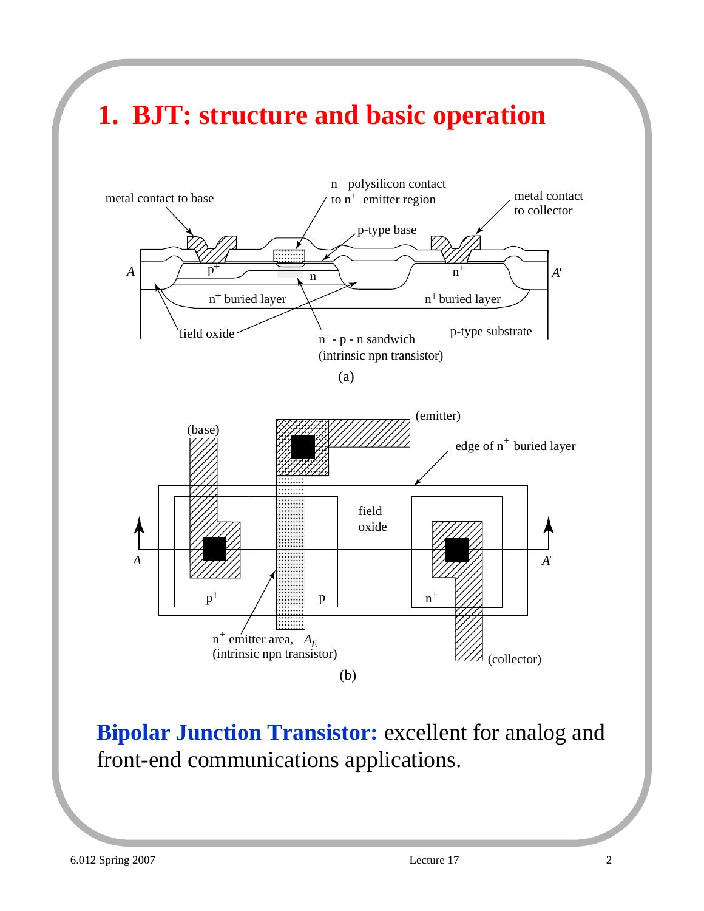# 1. BJT: structure and basic operation

metal contact to base

$n^+$ polysilicon contact to $n^+$ emitter region

metal contact to collector

p-type base

A

$p^+$

n

$n^+$

A′

$n^+$ buried layer

$n^+$ buried layer

field oxide

$n^+$ - p - n sandwich (intrinsic npn transistor)

p-type substrate

(a)

(emitter)

(base)

edge of $n^+$ buried layer

field oxide

A

A′

$p^+$

p

$n^+$

$n^+$ emitter area, $A_E$ (intrinsic npn transistor)

(collector)

(b)

**Bipolar Junction Transistor:** excellent for analog and front-end communications applications.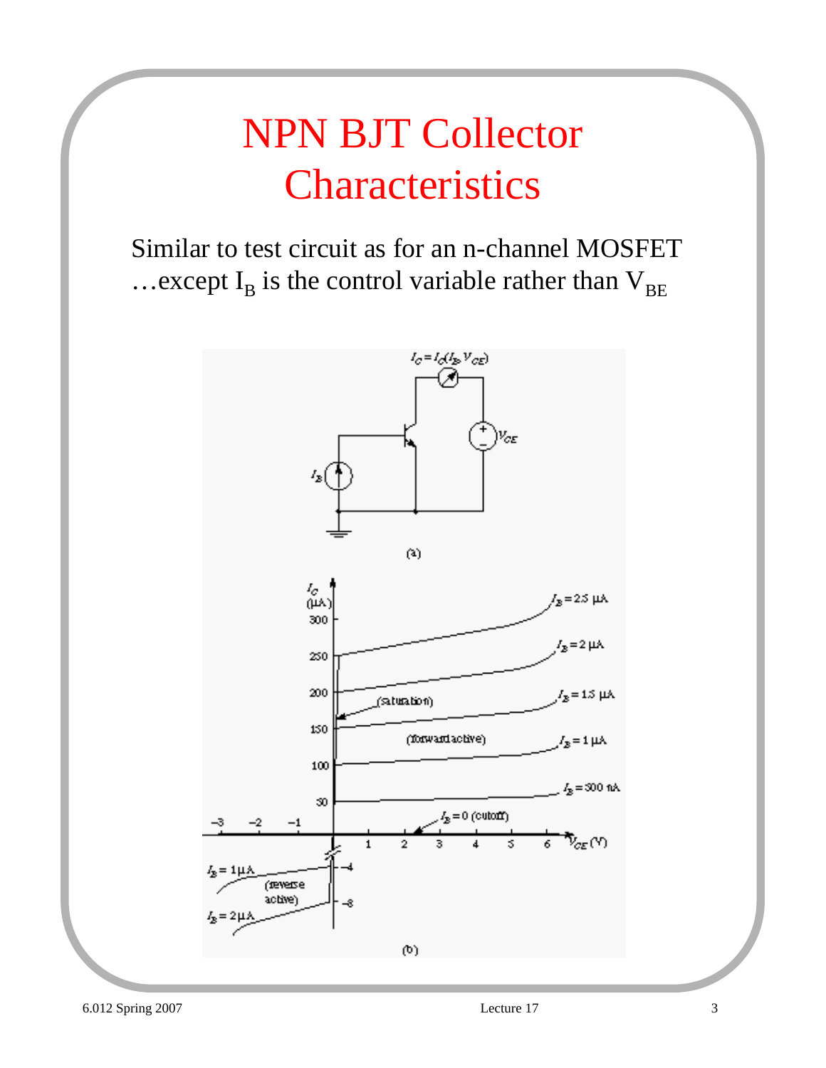# NPN BJT Collector Characteristics

Similar to test circuit as for an n-channel MOSFET …except $I_B$ is the control variable rather than $V_{BE}$

(a)

(b)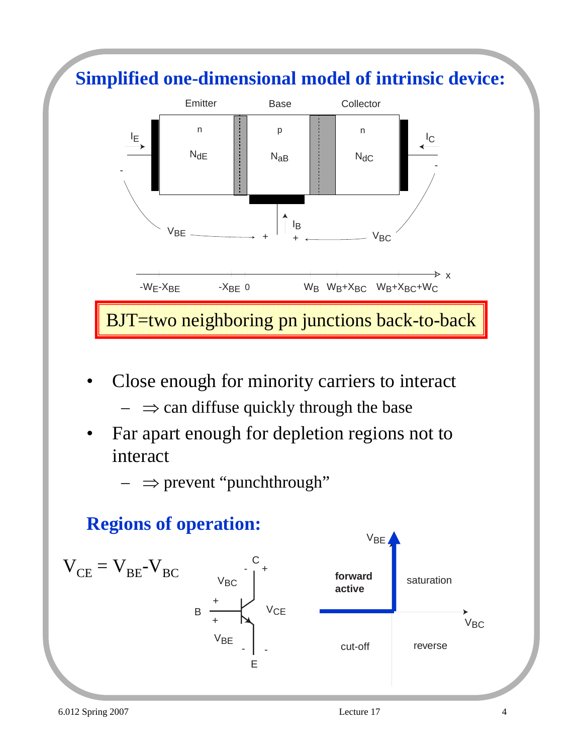## Simplified one-dimensional model of intrinsic device:

**BJT=two neighboring pn junctions back-to-back**

- Close enough for minority carriers to interact
  - $\Rightarrow$ can diffuse quickly through the base
- Far apart enough for depletion regions not to interact
  - $\Rightarrow$ prevent "punchthrough"

## Regions of operation:

$$V_{CE} = V_{BE} - V_{BC}$$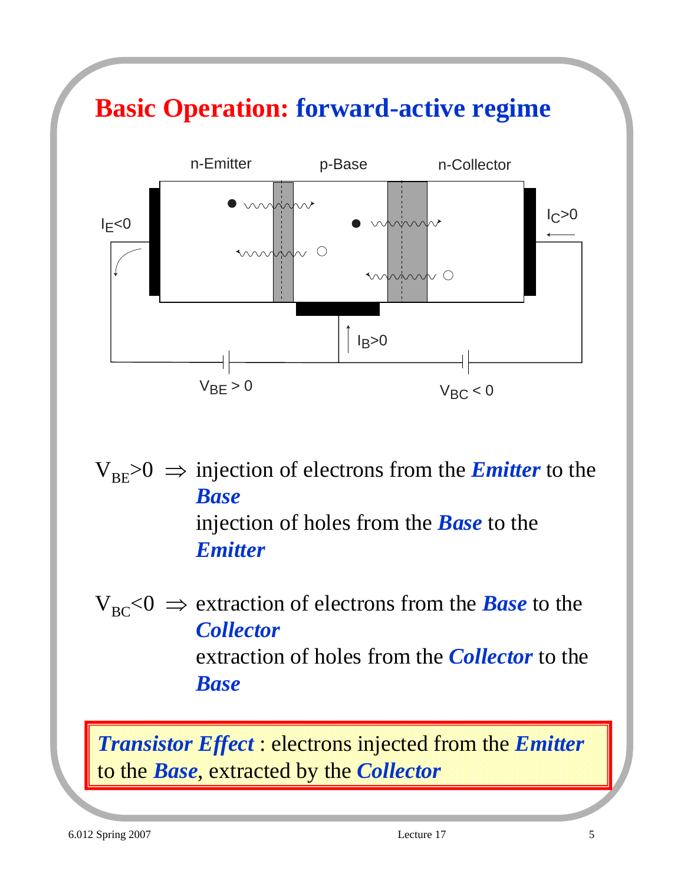# Basic Operation: forward-active regime

n-Emitter p-Base n-Collector

$I_E<0$ $I_C>0$

$I_B>0$

$V_{BE} > 0$ $V_{BC} < 0$

$V_{BE}>0 \Rightarrow$ injection of electrons from the ***Emitter*** to the ***Base***

injection of holes from the ***Base*** to the ***Emitter***

$V_{BC}<0 \Rightarrow$ extraction of electrons from the ***Base*** to the ***Collector***

extraction of holes from the ***Collector*** to the ***Base***

***Transistor Effect*** : electrons injected from the ***Emitter*** to the ***Base***, extracted by the ***Collector***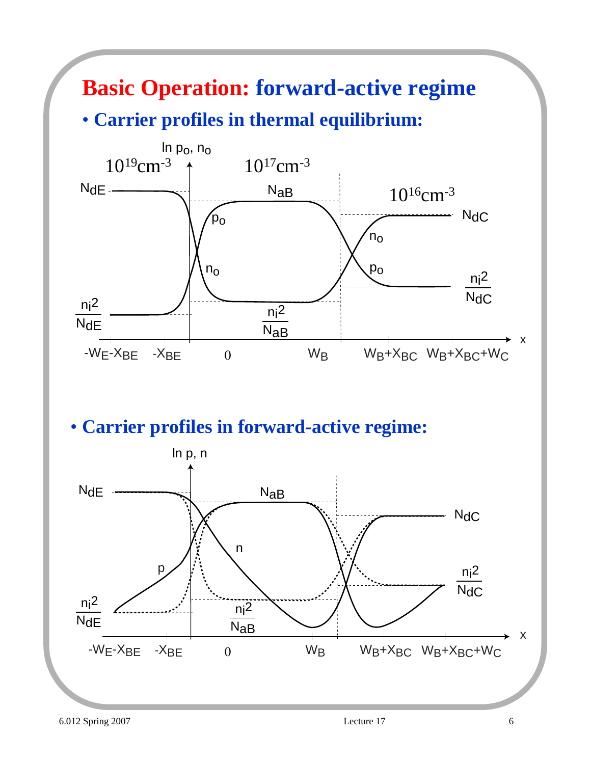# Basic Operation: forward-active regime

- **Carrier profiles in thermal equilibrium:**

$\ln p_o, n_o$

$10^{19}\text{cm}^{-3}$ $\quad 10^{17}\text{cm}^{-3}$ $\quad 10^{16}\text{cm}^{-3}$

$N_{dE}$, $N_{aB}$, $N_{dC}$, $p_o$, $n_o$, $\frac{n_i^2}{N_{dE}}$, $\frac{n_i^2}{N_{aB}}$, $\frac{n_i^2}{N_{dC}}$

$-W_E-X_{BE}$ $\quad -X_{BE}$ $\quad 0$ $\quad W_B$ $\quad W_B+X_{BC}$ $\quad W_B+X_{BC}+W_C$ $\quad x$

- **Carrier profiles in forward-active regime:**

$\ln p, n$

$N_{dE}$, $N_{aB}$, $N_{dC}$, $n$, $p$, $\frac{n_i^2}{N_{dE}}$, $\frac{n_i^2}{N_{aB}}$, $\frac{n_i^2}{N_{dC}}$

$-W_E-X_{BE}$ $\quad -X_{BE}$ $\quad 0$ $\quad W_B$ $\quad W_B+X_{BC}$ $\quad W_B+X_{BC}+W_C$ $\quad x$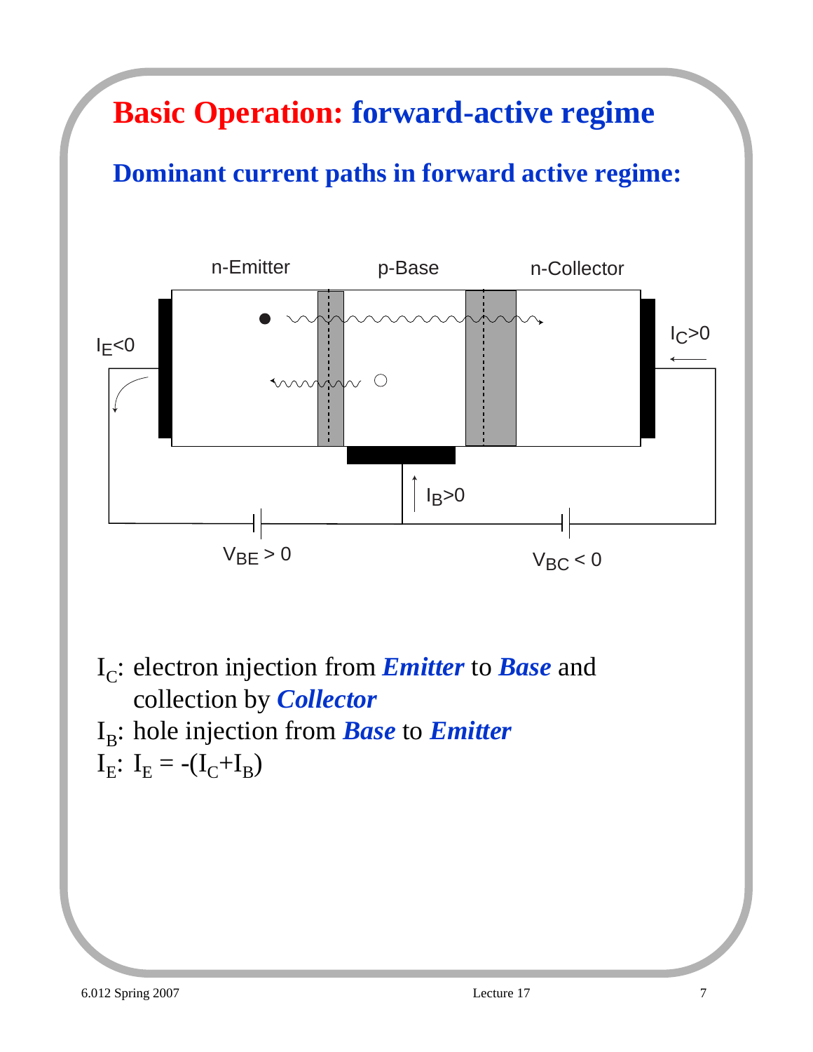# **Basic Operation:** forward-active regime

## Dominant current paths in forward active regime:

n-Emitter p-Base n-Collector

$I_E<0$ $I_C>0$ $I_B>0$

$V_{BE} > 0$ $V_{BC} < 0$

$I_C$: electron injection from ***Emitter*** to ***Base*** and collection by ***Collector***

$I_B$: hole injection from ***Base*** to ***Emitter***

$I_E$: $I_E = -(I_C+I_B)$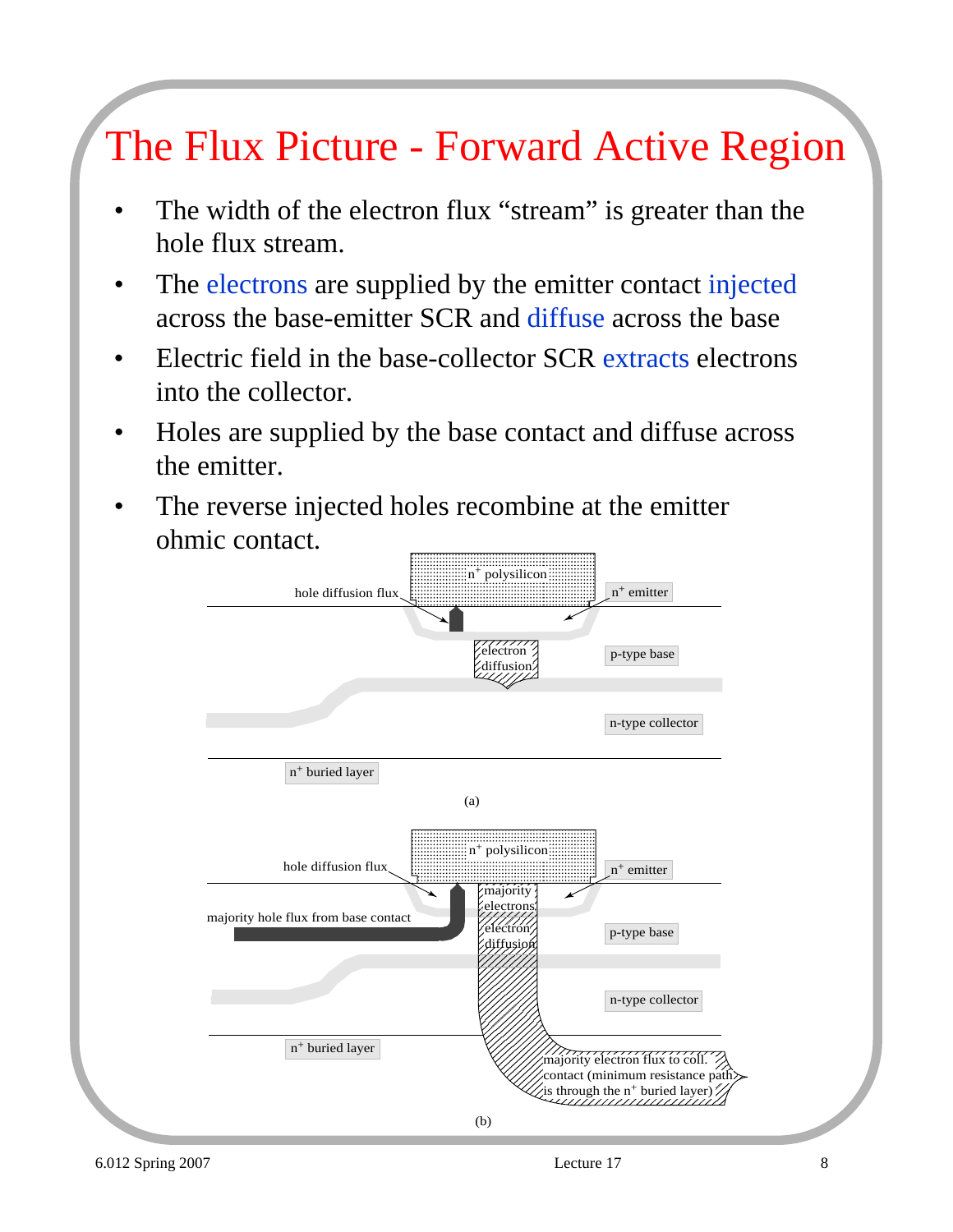# The Flux Picture - Forward Active Region

- The width of the electron flux "stream" is greater than the hole flux stream.
- The electrons are supplied by the emitter contact injected across the base-emitter SCR and diffuse across the base
- Electric field in the base-collector SCR extracts electrons into the collector.
- Holes are supplied by the base contact and diffuse across the emitter.
- The reverse injected holes recombine at the emitter ohmic contact.

hole diffusion flux | $n^+$ polysilicon | $n^+$ emitter | electron diffusion | p-type base | n-type collector | $n^+$ buried layer

(a)

hole diffusion flux | $n^+$ polysilicon | $n^+$ emitter | majority electrons | majority hole flux from base contact | electron diffusion | p-type base | n-type collector | $n^+$ buried layer | majority electron flux to coll. contact (minimum resistance path is through the $n^+$ buried layer)

(b)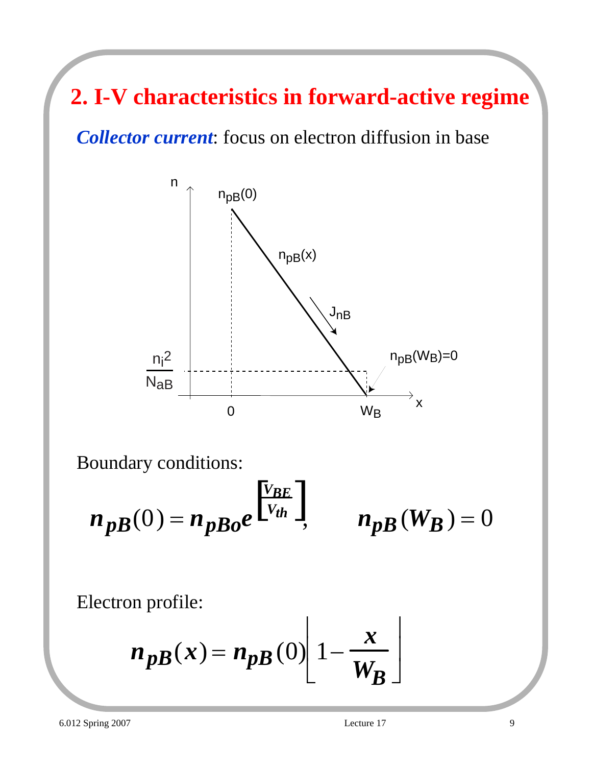# 2. I-V characteristics in forward-active regime

***Collector current***: focus on electron diffusion in base

Boundary conditions:

$$n_{pB}(0) = n_{pBo} e^{\left[\frac{V_{BE}}{V_{th}}\right]}, \qquad n_{pB}(W_B) = 0$$

Electron profile:

$$n_{pB}(x) = n_{pB}(0)\left[1 - \frac{x}{W_B}\right]$$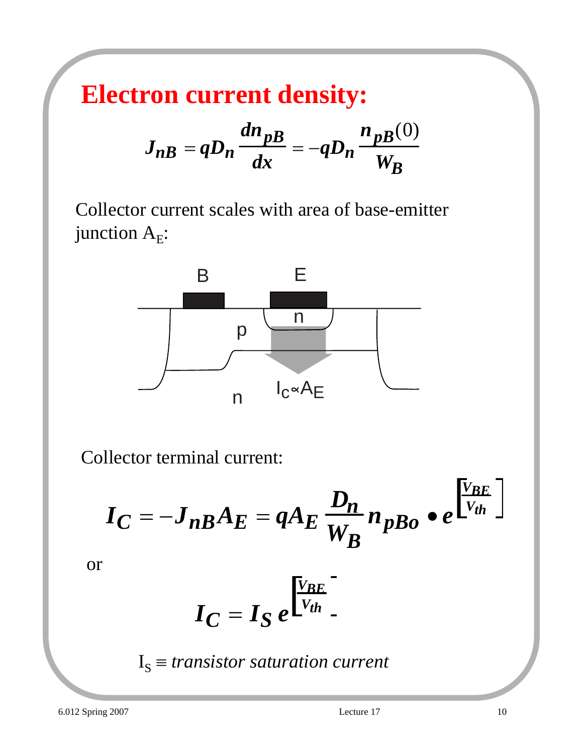# Electron current density:

$$J_{nB} = qD_n \frac{dn_{pB}}{dx} = -qD_n \frac{n_{pB}(0)}{W_B}$$

Collector current scales with area of base-emitter junction $A_E$:

B E

p n

n $I_C \propto A_E$

Collector terminal current:

$$I_C = -J_{nB} A_E = qA_E \frac{D_n}{W_B} n_{pBo} \bullet e^{\left[\frac{V_{BE}}{V_{th}}\right]}$$

or

$$I_C = I_S \, e^{\left[\frac{V_{BE}}{V_{th}}\right]}$$

$I_S \equiv$ *transistor saturation current*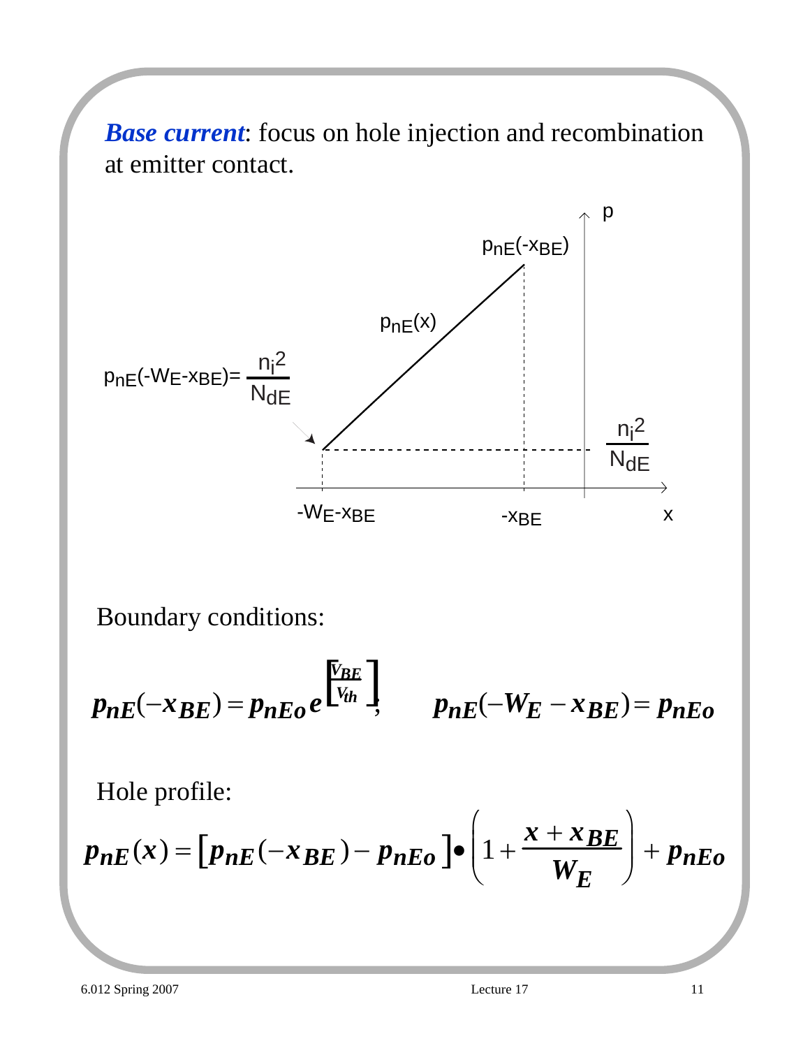***Base current***: focus on hole injection and recombination at emitter contact.

Boundary conditions:

$$p_{nE}(-x_{BE}) = p_{nEo} e^{\left[\frac{v_{BE}}{V_{th}}\right]}; \qquad p_{nE}(-W_E - x_{BE}) = p_{nEo}$$

Hole profile:

$$p_{nE}(x) = \left[p_{nE}(-x_{BE}) - p_{nEo}\right] \bullet \left(1 + \frac{x + x_{BE}}{W_E}\right) + p_{nEo}$$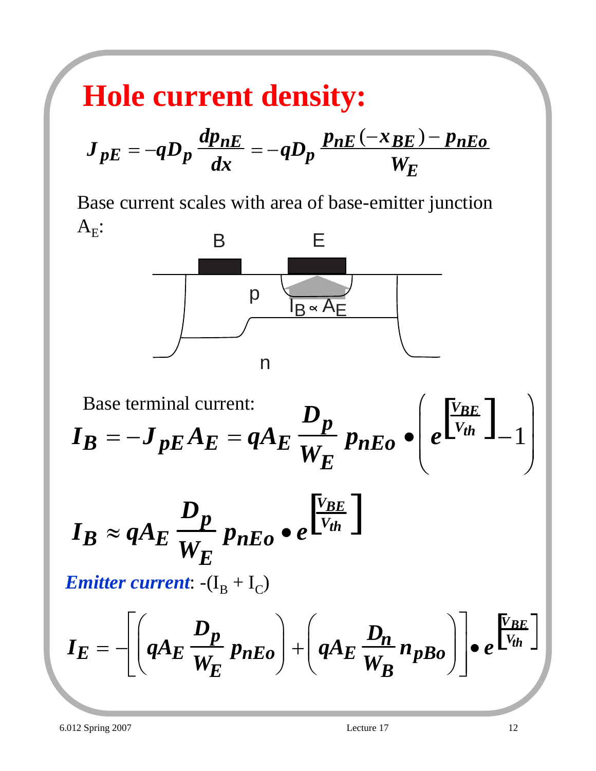# Hole current density:

$$J_{pE} = -qD_p \frac{dp_{nE}}{dx} = -qD_p \frac{p_{nE}(-x_{BE}) - p_{nEo}}{W_E}$$

Base current scales with area of base-emitter junction $A_E$:

B E

p $I_B \propto A_E$

n

Base terminal current:

$$I_B = -J_{pE} A_E = qA_E \frac{D_p}{W_E} p_{nEo} \bullet \left( e^{\left[\frac{V_{BE}}{V_{th}}\right]} - 1 \right)$$

$$I_B \approx qA_E \frac{D_p}{W_E} p_{nEo} \bullet e^{\left[\frac{V_{BE}}{V_{th}}\right]}$$

***Emitter current***: $-(I_B + I_C)$

$$I_E = -\left[ \left( qA_E \frac{D_p}{W_E} p_{nEo} \right) + \left( qA_E \frac{D_n}{W_B} n_{pBo} \right) \right] \bullet e^{\left[\frac{V_{BE}}{V_{th}}\right]}$$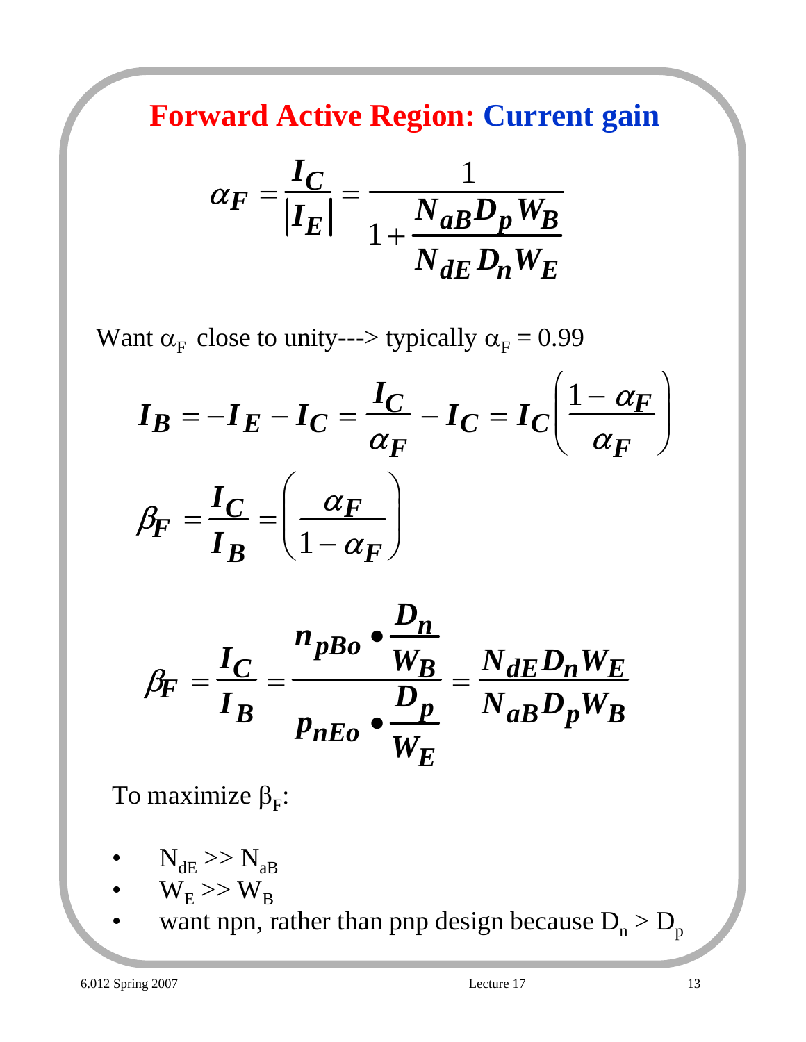# Forward Active Region: Current gain

$$\alpha_F = \frac{I_C}{|I_E|} = \frac{1}{1 + \dfrac{N_{aB} D_p W_B}{N_{dE} D_n W_E}}$$

Want $\alpha_F$ close to unity---> typically $\alpha_F = 0.99$

$$I_B = -I_E - I_C = \frac{I_C}{\alpha_F} - I_C = I_C \left( \frac{1 - \alpha_F}{\alpha_F} \right)$$

$$\beta_F = \frac{I_C}{I_B} = \left( \frac{\alpha_F}{1 - \alpha_F} \right)$$

$$\beta_F = \frac{I_C}{I_B} = \frac{n_{pBo} \bullet \dfrac{D_n}{W_B}}{p_{nEo} \bullet \dfrac{D_p}{W_E}} = \frac{N_{dE} D_n W_E}{N_{aB} D_p W_B}$$

To maximize $\beta_F$:

- $N_{dE} >> N_{aB}$
- $W_E >> W_B$
- want npn, rather than pnp design because $D_n > D_p$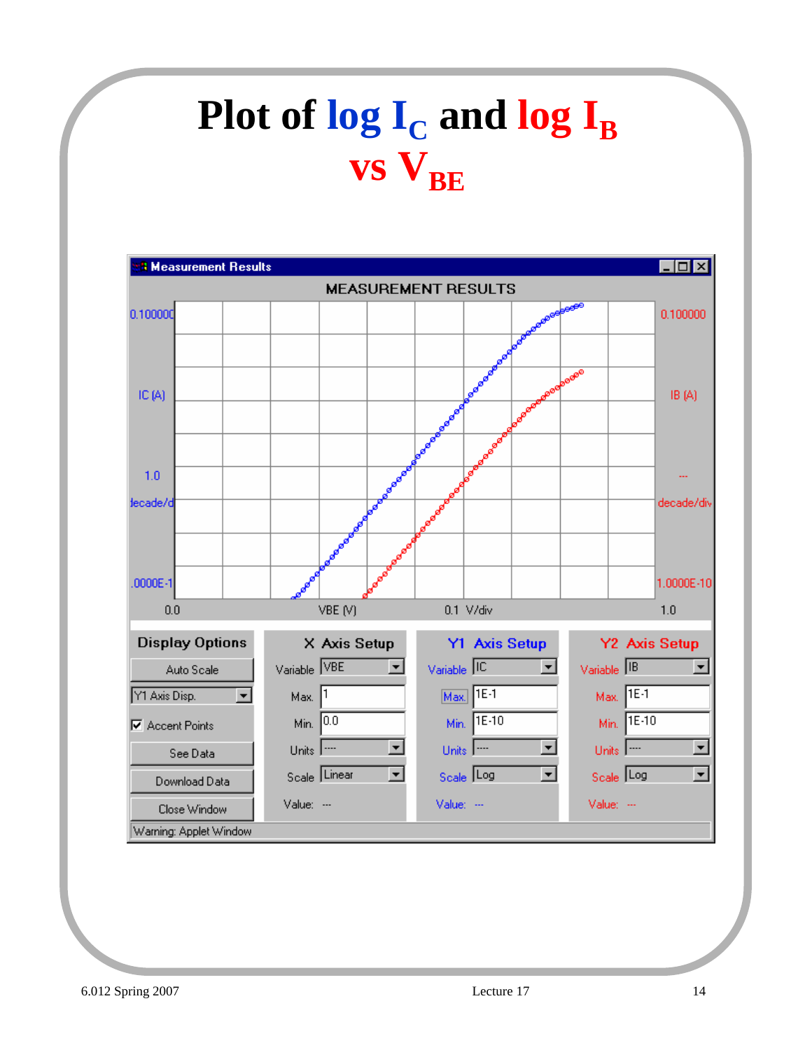# Plot of log $I_C$ and log $I_B$ vs $V_{BE}$

MEASUREMENT RESULTS

0.100000 IC (A) 1.0 decade/div 1.0000E-10

0.100000 IB (A) --- decade/div 1.0000E-10

0.0 VBE (V) 0.1 V/div 1.0

**Display Options**

Auto Scale

Y1 Axis Disp.

☑ Accent Points

See Data

Download Data

Close Window

**X Axis Setup**

Variable: VBE
Max.: 1
Min.: 0.0
Units: ----
Scale: Linear
Value: ---

**Y1 Axis Setup**

Variable: IC
Max.: 1E-1
Min.: 1E-10
Units: ----
Scale: Log
Value: ---

**Y2 Axis Setup**

Variable: IB
Max.: 1E-1
Min.: 1E-10
Units: ----
Scale: Log
Value: ---

Warning: Applet Window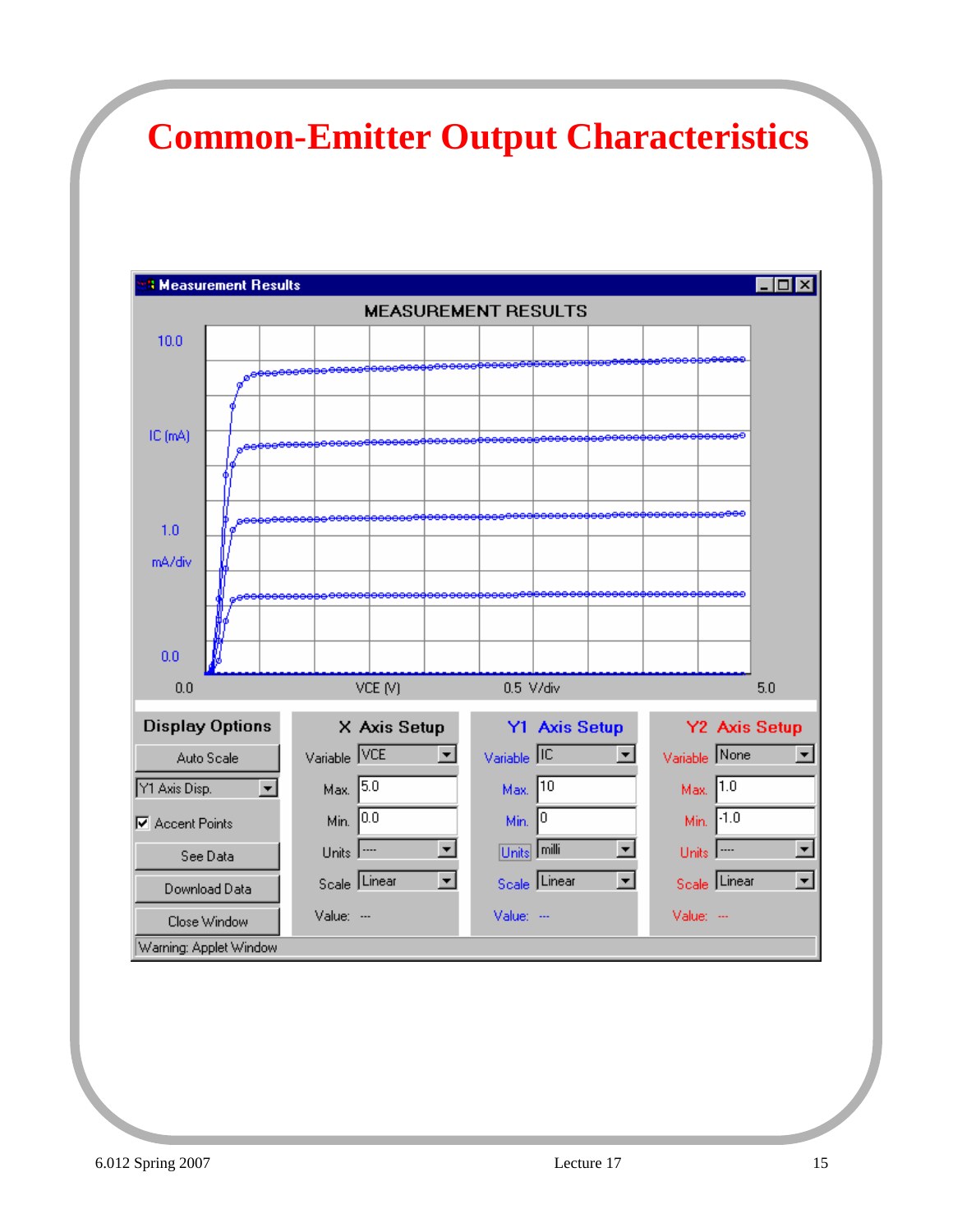# Common-Emitter Output Characteristics

**Measurement Results**

MEASUREMENT RESULTS

IC (mA): 10.0, 1.0 mA/div, 0.0

VCE (V): 0.0, 0.5 V/div, 5.0

| Display Options | X Axis Setup | | Y1 Axis Setup | | Y2 Axis Setup | |
|---|---|---|---|---|---|---|
| Auto Scale | Variable | VCE | Variable | IC | Variable | None |
| Y1 Axis Disp. | Max. | 5.0 | Max. | 10 | Max. | 1.0 |
| ☑ Accent Points | Min. | 0.0 | Min. | 0 | Min. | -1.0 |
| See Data | Units | ---- | Units | milli | Units | ---- |
| Download Data | Scale | Linear | Scale | Linear | Scale | Linear |
| Close Window | Value: | --- | Value: | --- | Value: | --- |

Warning: Applet Window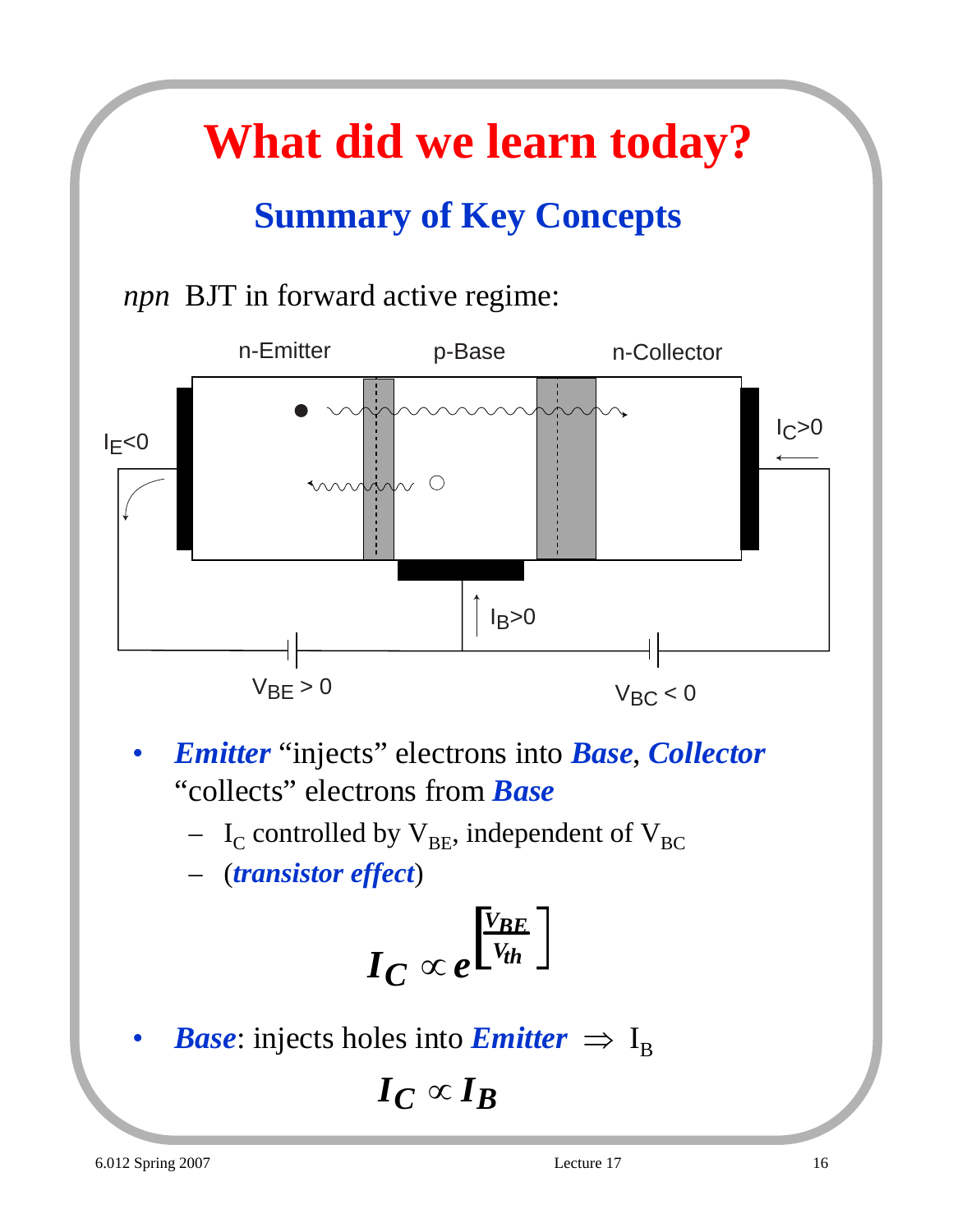# What did we learn today?

## Summary of Key Concepts

*npn* BJT in forward active regime:

n-Emitter

p-Base

n-Collector

$I_E<0$

$I_C>0$

$I_B>0$

$V_{BE} > 0$

$V_{BC} < 0$

- ***Emitter*** "injects" electrons into ***Base***, ***Collector*** "collects" electrons from ***Base***
  - $I_C$ controlled by $V_{BE}$, independent of $V_{BC}$
  - (***transistor effect***)

$$I_C \propto e^{\left[\frac{V_{BE}}{V_{th}}\right]}$$

- ***Base***: injects holes into ***Emitter*** $\Rightarrow$ $I_B$

$$I_C \propto I_B$$